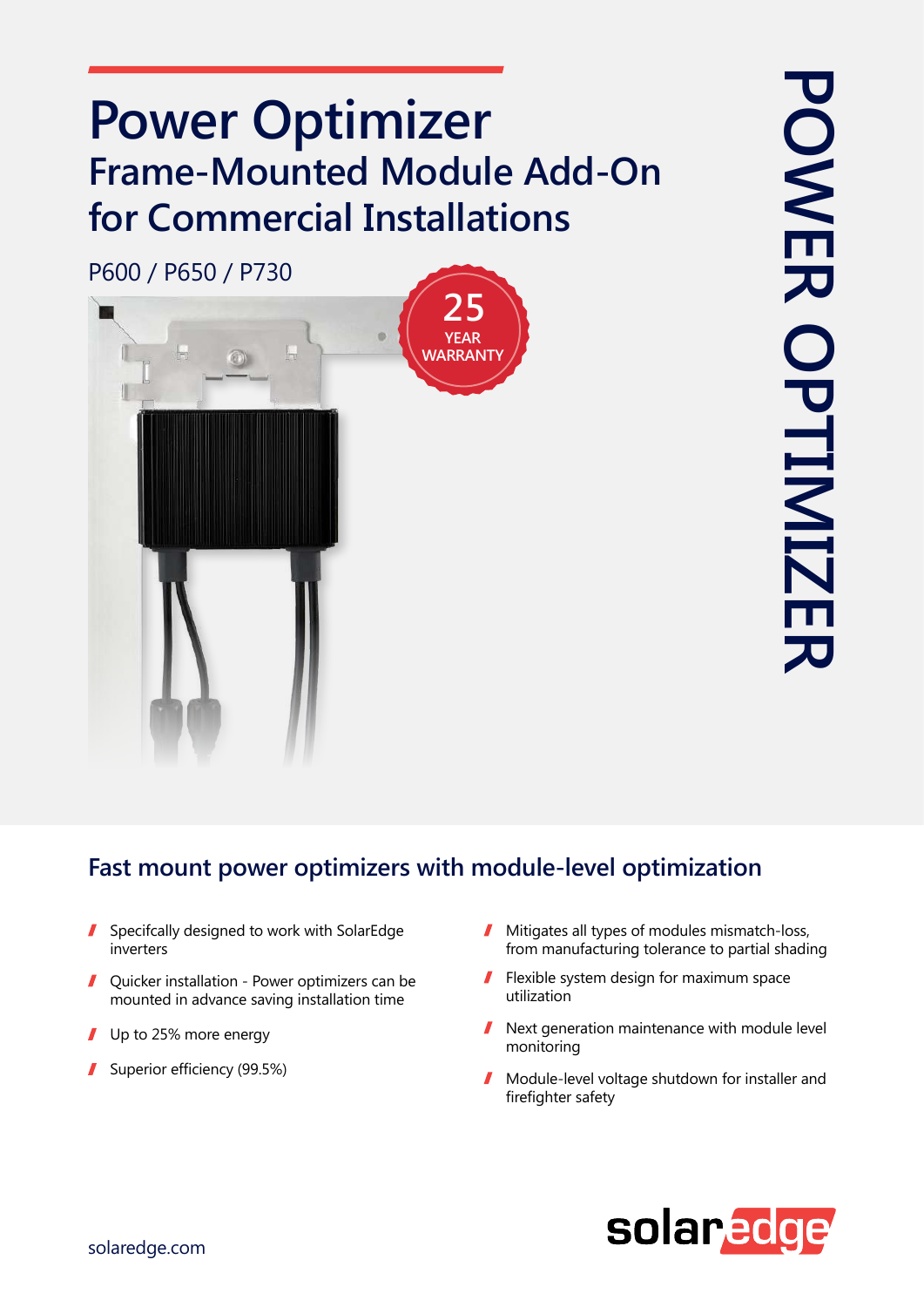# Power Optimizer

## Frame-Mounted Module Add-On for Commercial Installations

P600 / P650 / P730

25 YEAR WARRANTY

POWER OPTIMIZER

## Fast mount power optimizers with module-level optimization

- Specifcally designed to work with SolarEdge inverters
- Quicker installation - Power optimizers can be mounted in advance saving installation time
- Up to 25% more energy
- Superior efficiency (99.5%)
- Mitigates all types of modules mismatch-loss, from manufacturing tolerance to partial shading
- Flexible system design for maximum space utilization
- Next generation maintenance with module level monitoring
- Module-level voltage shutdown for installer and firefighter safety

solaredge.com

solaredge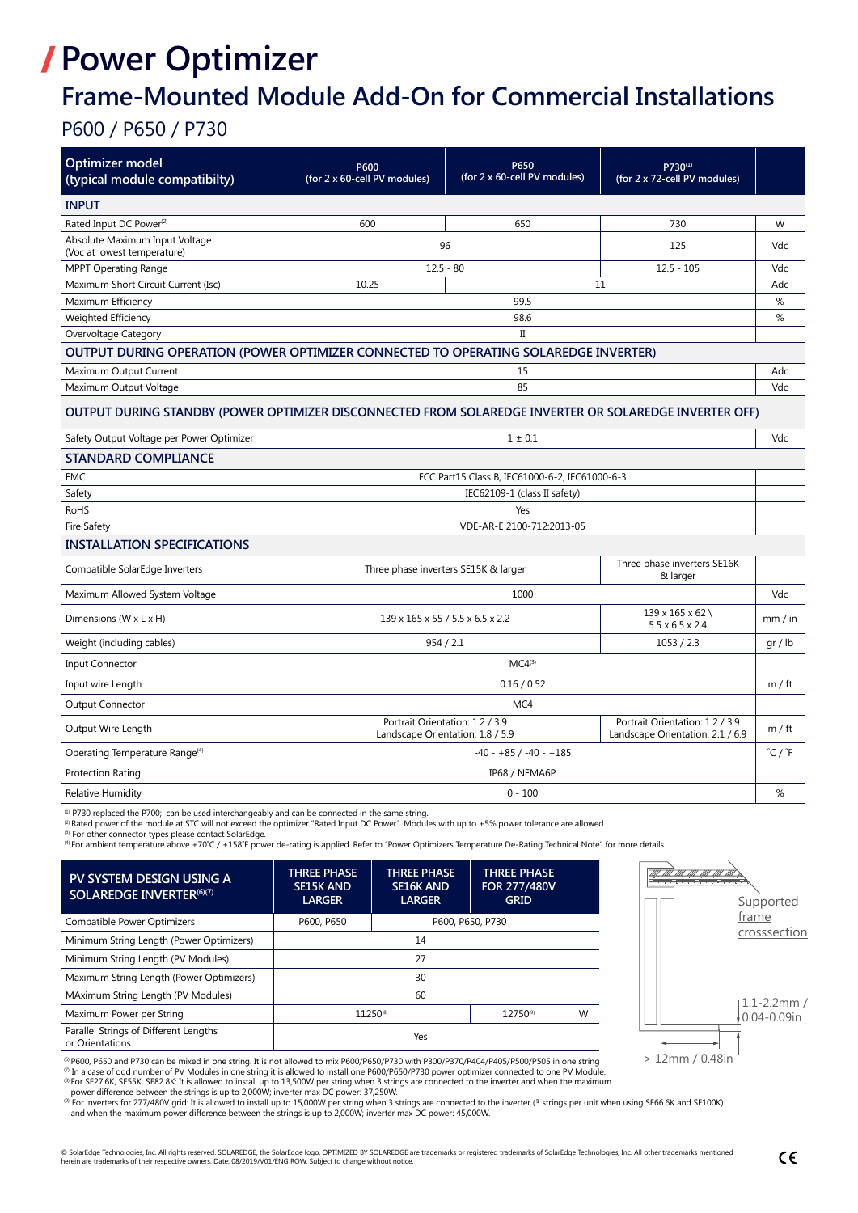# / Power Optimizer

## Frame-Mounted Module Add-On for Commercial Installations

### P600 / P650 / P730

| Optimizer model (typical module compatibilty) | P600 (for 2 x 60-cell PV modules) | P650 (for 2 x 60-cell PV modules) | P730[1] (for 2 x 72-cell PV modules) | |
|---|---|---|---|---|
| **INPUT** | | | | |
| Rated Input DC Power[2] | 600 | 650 | 730 | W |
| Absolute Maximum Input Voltage (Voc at lowest temperature) | 96 | | 125 | Vdc |
| MPPT Operating Range | 12.5 - 80 | | 12.5 - 105 | Vdc |
| Maximum Short Circuit Current (Isc) | 10.25 | 11 | | Adc |
| Maximum Efficiency | 99.5 | | | % |
| Weighted Efficiency | 98.6 | | | % |
| Overvoltage Category | II | | | |
| **OUTPUT DURING OPERATION (POWER OPTIMIZER CONNECTED TO OPERATING SOLAREDGE INVERTER)** | | | | |
| Maximum Output Current | 15 | | | Adc |
| Maximum Output Voltage | 85 | | | Vdc |
| **OUTPUT DURING STANDBY (POWER OPTIMIZER DISCONNECTED FROM SOLAREDGE INVERTER OR SOLAREDGE INVERTER OFF)** | | | | |
| Safety Output Voltage per Power Optimizer | 1 ± 0.1 | | | Vdc |
| **STANDARD COMPLIANCE** | | | | |
| EMC | FCC Part15 Class B, IEC61000-6-2, IEC61000-6-3 | | | |
| Safety | IEC62109-1 (class II safety) | | | |
| RoHS | Yes | | | |
| Fire Safety | VDE-AR-E 2100-712:2013-05 | | | |
| **INSTALLATION SPECIFICATIONS** | | | | |
| Compatible SolarEdge Inverters | Three phase inverters SE15K & larger | | Three phase inverters SE16K & larger | |
| Maximum Allowed System Voltage | 1000 | | | Vdc |
| Dimensions (W x L x H) | 139 x 165 x 55 / 5.5 x 6.5 x 2.2 | | 139 x 165 x 62 \ 5.5 x 6.5 x 2.4 | mm / in |
| Weight (including cables) | 954 / 2.1 | | 1053 / 2.3 | gr / lb |
| Input Connector | MC4[3] | | | |
| Input wire Length | 0.16 / 0.52 | | | m / ft |
| Output Connector | MC4 | | | |
| Output Wire Length | Portrait Orientation: 1.2 / 3.9 Landscape Orientation: 1.8 / 5.9 | | Portrait Orientation: 1.2 / 3.9 Landscape Orientation: 2.1 / 6.9 | m / ft |
| Operating Temperature Range[4] | -40 - +85 / -40 - +185 | | | ˚C / ˚F |
| Protection Rating | IP68 / NEMA6P | | | |
| Relative Humidity | 0 - 100 | | | % |

[1] P730 replaced the P700; can be used interchangeably and can be connected in the same string.
[2] Rated power of the module at STC will not exceed the optimizer "Rated Input DC Power". Modules with up to +5% power tolerance are allowed
[3] For other connector types please contact SolarEdge.
[4] For ambient temperature above +70˚C / +158˚F power de-rating is applied. Refer to "Power Optimizers Temperature De-Rating Technical Note" for more details.

| PV SYSTEM DESIGN USING A SOLAREDGE INVERTER[6][7] | THREE PHASE SE15K AND LARGER | THREE PHASE SE16K AND LARGER | THREE PHASE FOR 277/480V GRID | |
|---|---|---|---|---|
| Compatible Power Optimizers | P600, P650 | P600, P650, P730 | | |
| Minimum String Length (Power Optimizers) | 14 | | | |
| Minimum String Length (PV Modules) | 27 | | | |
| Maximum String Length (Power Optimizers) | 30 | | | |
| MAximum String Length (PV Modules) | 60 | | | |
| Maximum Power per String | 11250[8] | | 12750[9] | W |
| Parallel Strings of Different Lengths or Orientations | Yes | | | |

Supported frame crosssection

1.1-2.2mm / 0.04-0.09in

> 12mm / 0.48in

[6] P600, P650 and P730 can be mixed in one string. It is not allowed to mix P600/P650/P730 with P300/P370/P404/P405/P500/P505 in one string
[7] In a case of odd number of PV Modules in one string it is allowed to install one P600/P650/P730 power optimizer connected to one PV Module.
[8] For SE27.6K, SE55K, SE82.8K: It is allowed to install up to 13,500W per string when 3 strings are connected to the inverter and when the maximum power difference between the strings is up to 2,000W; inverter max DC power: 37,250W.
[9] For inverters for 277/480V grid: It is allowed to install up to 15,000W per string when 3 strings are connected to the inverter (3 strings per unit when using SE66.6K and SE100K) and when the maximum power difference between the strings is up to 2,000W; inverter max DC power: 45,000W.

© SolarEdge Technologies, Inc. All rights reserved. SOLAREDGE, the SolarEdge logo, OPTIMIZED BY SOLAREDGE are trademarks or registered trademarks of SolarEdge Technologies, Inc. All other trademarks mentioned herein are trademarks of their respective owners. Date: 08/2019/V01/ENG ROW. Subject to change without notice.